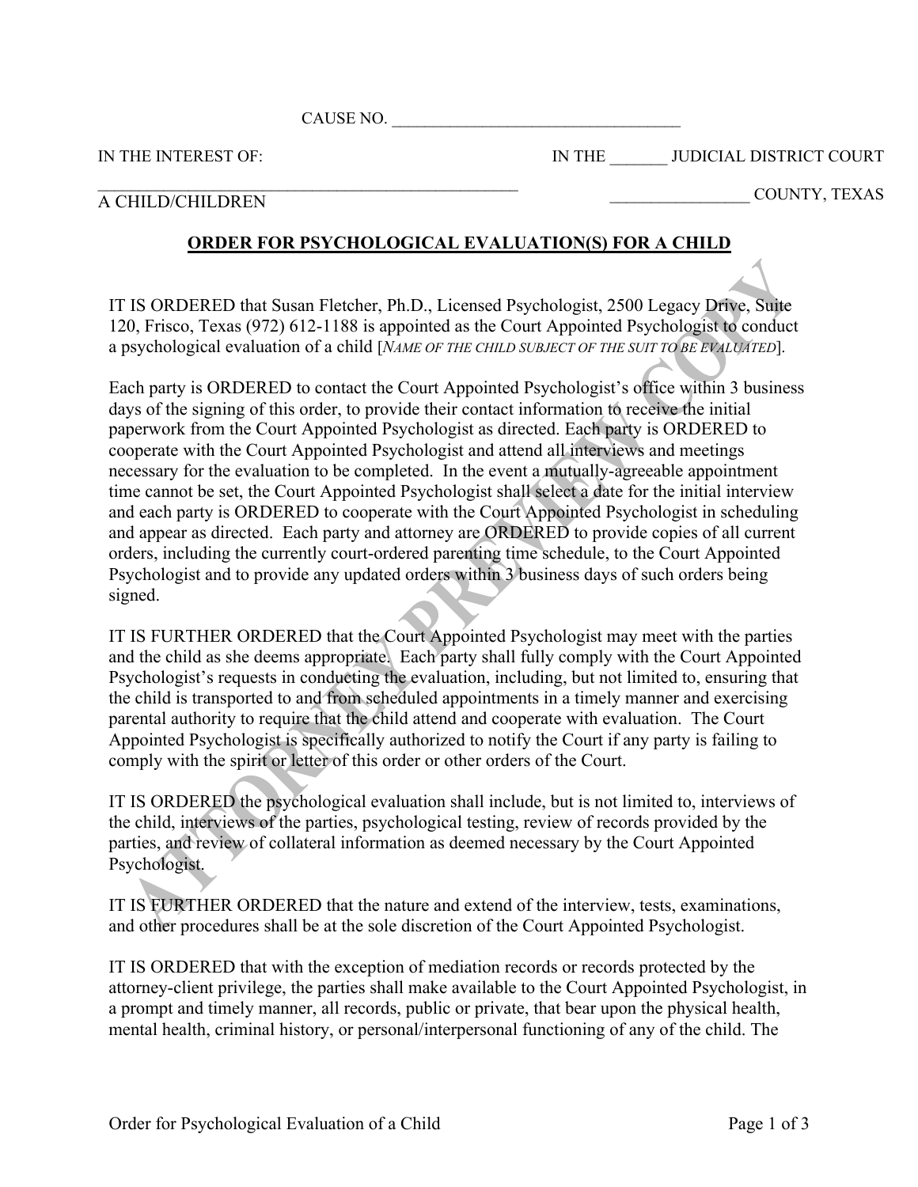CAUSE NO. ___________________________________

IN THE INTEREST OF: IN THE _______ JUDICIAL DISTRICT COURT

_____________________________________________________ _________________ COUNTY, TEXAS

A CHILD/CHILDREN

## ORDER FOR PSYCHOLOGICAL EVALUATION(S) FOR A CHILD

IT IS ORDERED that Susan Fletcher, Ph.D., Licensed Psychologist, 2500 Legacy Drive, Suite 120, Frisco, Texas (972) 612-1188 is appointed as the Court Appointed Psychologist to conduct a psychological evaluation of a child [*NAME OF THE CHILD SUBJECT OF THE SUIT TO BE EVALUATED*].

Each party is ORDERED to contact the Court Appointed Psychologist's office within 3 business days of the signing of this order, to provide their contact information to receive the initial paperwork from the Court Appointed Psychologist as directed. Each party is ORDERED to cooperate with the Court Appointed Psychologist and attend all interviews and meetings necessary for the evaluation to be completed. In the event a mutually-agreeable appointment time cannot be set, the Court Appointed Psychologist shall select a date for the initial interview and each party is ORDERED to cooperate with the Court Appointed Psychologist in scheduling and appear as directed. Each party and attorney are ORDERED to provide copies of all current orders, including the currently court-ordered parenting time schedule, to the Court Appointed Psychologist and to provide any updated orders within 3 business days of such orders being signed.

IT IS FURTHER ORDERED that the Court Appointed Psychologist may meet with the parties and the child as she deems appropriate. Each party shall fully comply with the Court Appointed Psychologist's requests in conducting the evaluation, including, but not limited to, ensuring that the child is transported to and from scheduled appointments in a timely manner and exercising parental authority to require that the child attend and cooperate with evaluation. The Court Appointed Psychologist is specifically authorized to notify the Court if any party is failing to comply with the spirit or letter of this order or other orders of the Court.

IT IS ORDERED the psychological evaluation shall include, but is not limited to, interviews of the child, interviews of the parties, psychological testing, review of records provided by the parties, and review of collateral information as deemed necessary by the Court Appointed Psychologist.

IT IS FURTHER ORDERED that the nature and extend of the interview, tests, examinations, and other procedures shall be at the sole discretion of the Court Appointed Psychologist.

IT IS ORDERED that with the exception of mediation records or records protected by the attorney-client privilege, the parties shall make available to the Court Appointed Psychologist, in a prompt and timely manner, all records, public or private, that bear upon the physical health, mental health, criminal history, or personal/interpersonal functioning of any of the child. The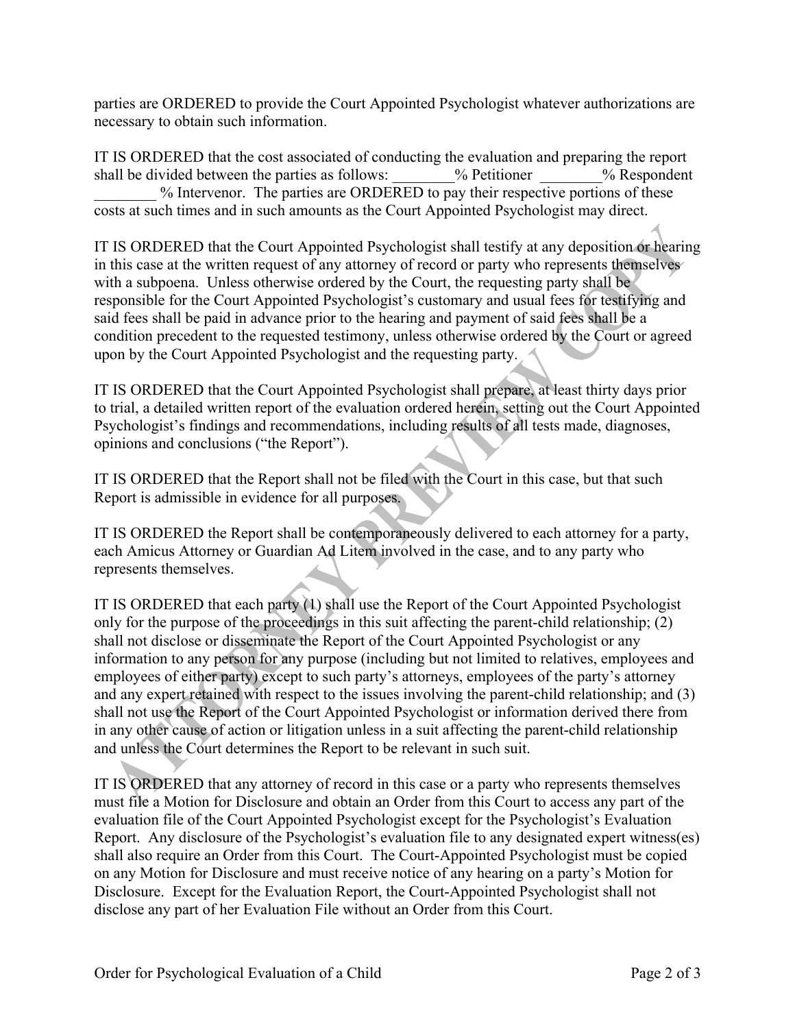parties are ORDERED to provide the Court Appointed Psychologist whatever authorizations are necessary to obtain such information.

IT IS ORDERED that the cost associated of conducting the evaluation and preparing the report shall be divided between the parties as follows: ________% Petitioner ________% Respondent ________ % Intervenor. The parties are ORDERED to pay their respective portions of these costs at such times and in such amounts as the Court Appointed Psychologist may direct.

IT IS ORDERED that the Court Appointed Psychologist shall testify at any deposition or hearing in this case at the written request of any attorney of record or party who represents themselves with a subpoena. Unless otherwise ordered by the Court, the requesting party shall be responsible for the Court Appointed Psychologist's customary and usual fees for testifying and said fees shall be paid in advance prior to the hearing and payment of said fees shall be a condition precedent to the requested testimony, unless otherwise ordered by the Court or agreed upon by the Court Appointed Psychologist and the requesting party.

IT IS ORDERED that the Court Appointed Psychologist shall prepare, at least thirty days prior to trial, a detailed written report of the evaluation ordered herein, setting out the Court Appointed Psychologist's findings and recommendations, including results of all tests made, diagnoses, opinions and conclusions ("the Report").

IT IS ORDERED that the Report shall not be filed with the Court in this case, but that such Report is admissible in evidence for all purposes.

IT IS ORDERED the Report shall be contemporaneously delivered to each attorney for a party, each Amicus Attorney or Guardian Ad Litem involved in the case, and to any party who represents themselves.

IT IS ORDERED that each party (1) shall use the Report of the Court Appointed Psychologist only for the purpose of the proceedings in this suit affecting the parent-child relationship; (2) shall not disclose or disseminate the Report of the Court Appointed Psychologist or any information to any person for any purpose (including but not limited to relatives, employees and employees of either party) except to such party's attorneys, employees of the party's attorney and any expert retained with respect to the issues involving the parent-child relationship; and (3) shall not use the Report of the Court Appointed Psychologist or information derived there from in any other cause of action or litigation unless in a suit affecting the parent-child relationship and unless the Court determines the Report to be relevant in such suit.

IT IS ORDERED that any attorney of record in this case or a party who represents themselves must file a Motion for Disclosure and obtain an Order from this Court to access any part of the evaluation file of the Court Appointed Psychologist except for the Psychologist's Evaluation Report. Any disclosure of the Psychologist's evaluation file to any designated expert witness(es) shall also require an Order from this Court. The Court-Appointed Psychologist must be copied on any Motion for Disclosure and must receive notice of any hearing on a party's Motion for Disclosure. Except for the Evaluation Report, the Court-Appointed Psychologist shall not disclose any part of her Evaluation File without an Order from this Court.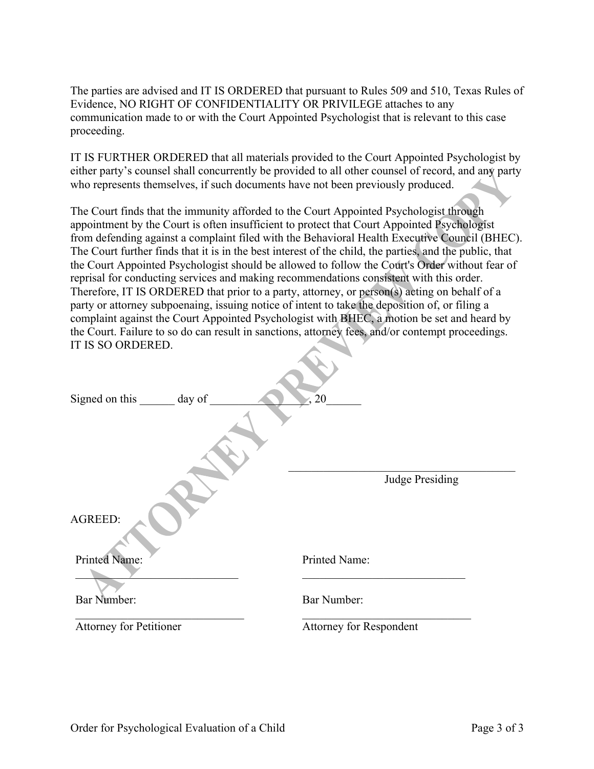The parties are advised and IT IS ORDERED that pursuant to Rules 509 and 510, Texas Rules of Evidence, NO RIGHT OF CONFIDENTIALITY OR PRIVILEGE attaches to any communication made to or with the Court Appointed Psychologist that is relevant to this case proceeding.

IT IS FURTHER ORDERED that all materials provided to the Court Appointed Psychologist by either party's counsel shall concurrently be provided to all other counsel of record, and any party who represents themselves, if such documents have not been previously produced.

The Court finds that the immunity afforded to the Court Appointed Psychologist through appointment by the Court is often insufficient to protect that Court Appointed Psychologist from defending against a complaint filed with the Behavioral Health Executive Council (BHEC). The Court further finds that it is in the best interest of the child, the parties, and the public, that the Court Appointed Psychologist should be allowed to follow the Court's Order without fear of reprisal for conducting services and making recommendations consistent with this order. Therefore, IT IS ORDERED that prior to a party, attorney, or person(s) acting on behalf of a party or attorney subpoenaing, issuing notice of intent to take the deposition of, or filing a complaint against the Court Appointed Psychologist with BHEC, a motion be set and heard by the Court. Failure to so do can result in sanctions, attorney fees, and/or contempt proceedings. IT IS SO ORDERED.

Signed on this ______ day of ________________, 20______

\_\_\_\_\_\_\_\_\_\_\_\_\_\_\_\_\_\_\_\_\_\_\_\_\_\_\_\_\_\_\_\_\_\_\_\_\_\_\_\_
Judge Presiding

AGREED:

| | |
|---|---|
| Printed Name: | Printed Name: |
| \_\_\_\_\_\_\_\_\_\_\_\_\_\_\_\_\_\_\_\_\_\_\_\_\_\_\_ | \_\_\_\_\_\_\_\_\_\_\_\_\_\_\_\_\_\_\_\_\_\_\_\_\_\_\_ |
| Bar Number: | Bar Number: |
| \_\_\_\_\_\_\_\_\_\_\_\_\_\_\_\_\_\_\_\_\_\_\_\_\_\_\_ | \_\_\_\_\_\_\_\_\_\_\_\_\_\_\_\_\_\_\_\_\_\_\_\_\_\_\_ |
| Attorney for Petitioner | Attorney for Respondent |